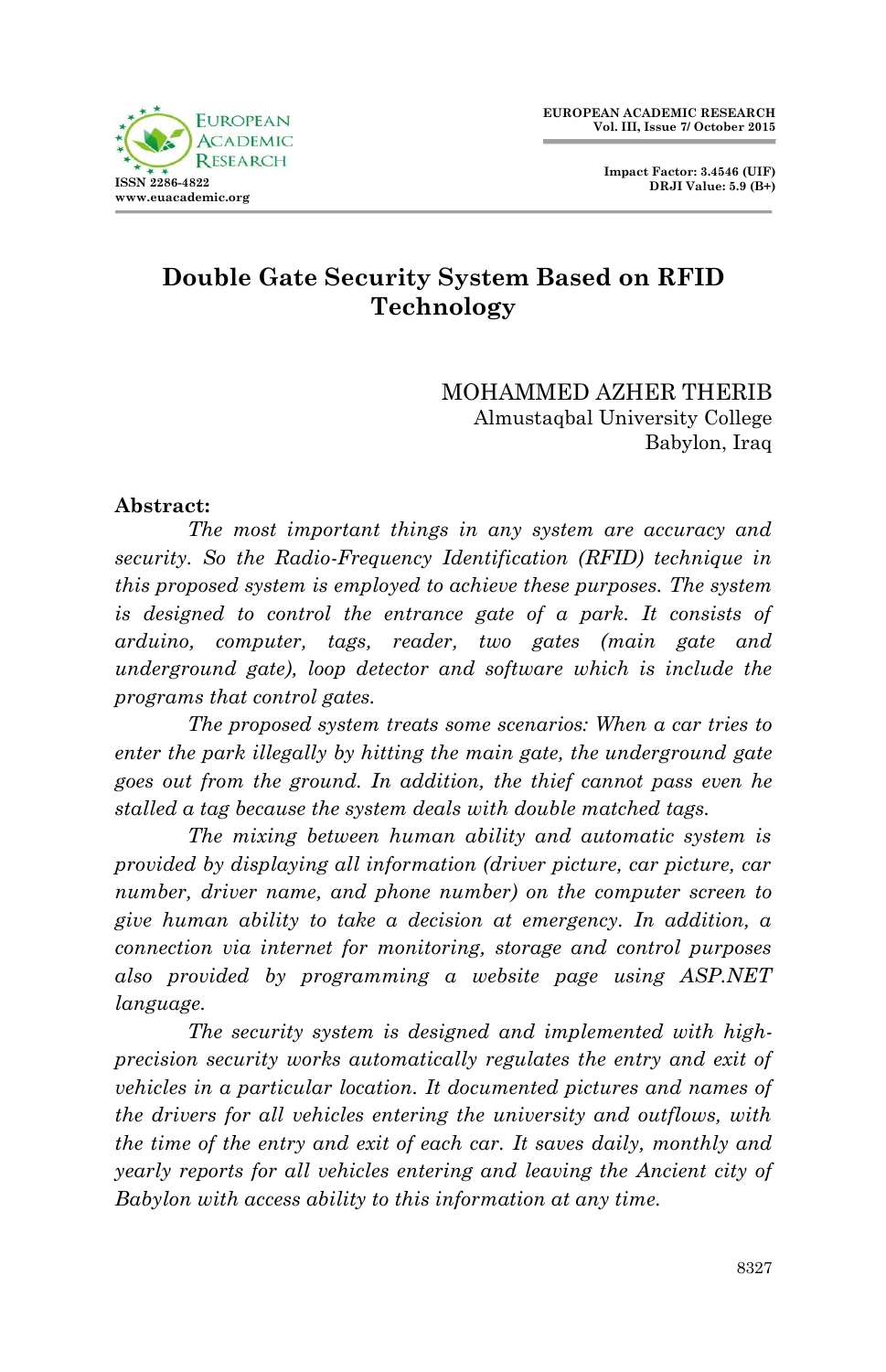# Double Gate Security System Based on RFID Technology

MOHAMMED AZHER THERIB
Almustaqbal University College
Babylon, Iraq

**Abstract:**

*The most important things in any system are accuracy and security. So the Radio-Frequency Identification (RFID) technique in this proposed system is employed to achieve these purposes. The system is designed to control the entrance gate of a park. It consists of arduino, computer, tags, reader, two gates (main gate and underground gate), loop detector and software which is include the programs that control gates.*

*The proposed system treats some scenarios: When a car tries to enter the park illegally by hitting the main gate, the underground gate goes out from the ground. In addition, the thief cannot pass even he stalled a tag because the system deals with double matched tags.*

*The mixing between human ability and automatic system is provided by displaying all information (driver picture, car picture, car number, driver name, and phone number) on the computer screen to give human ability to take a decision at emergency. In addition, a connection via internet for monitoring, storage and control purposes also provided by programming a website page using ASP.NET language.*

*The security system is designed and implemented with high-precision security works automatically regulates the entry and exit of vehicles in a particular location. It documented pictures and names of the drivers for all vehicles entering the university and outflows, with the time of the entry and exit of each car. It saves daily, monthly and yearly reports for all vehicles entering and leaving the Ancient city of Babylon with access ability to this information at any time.*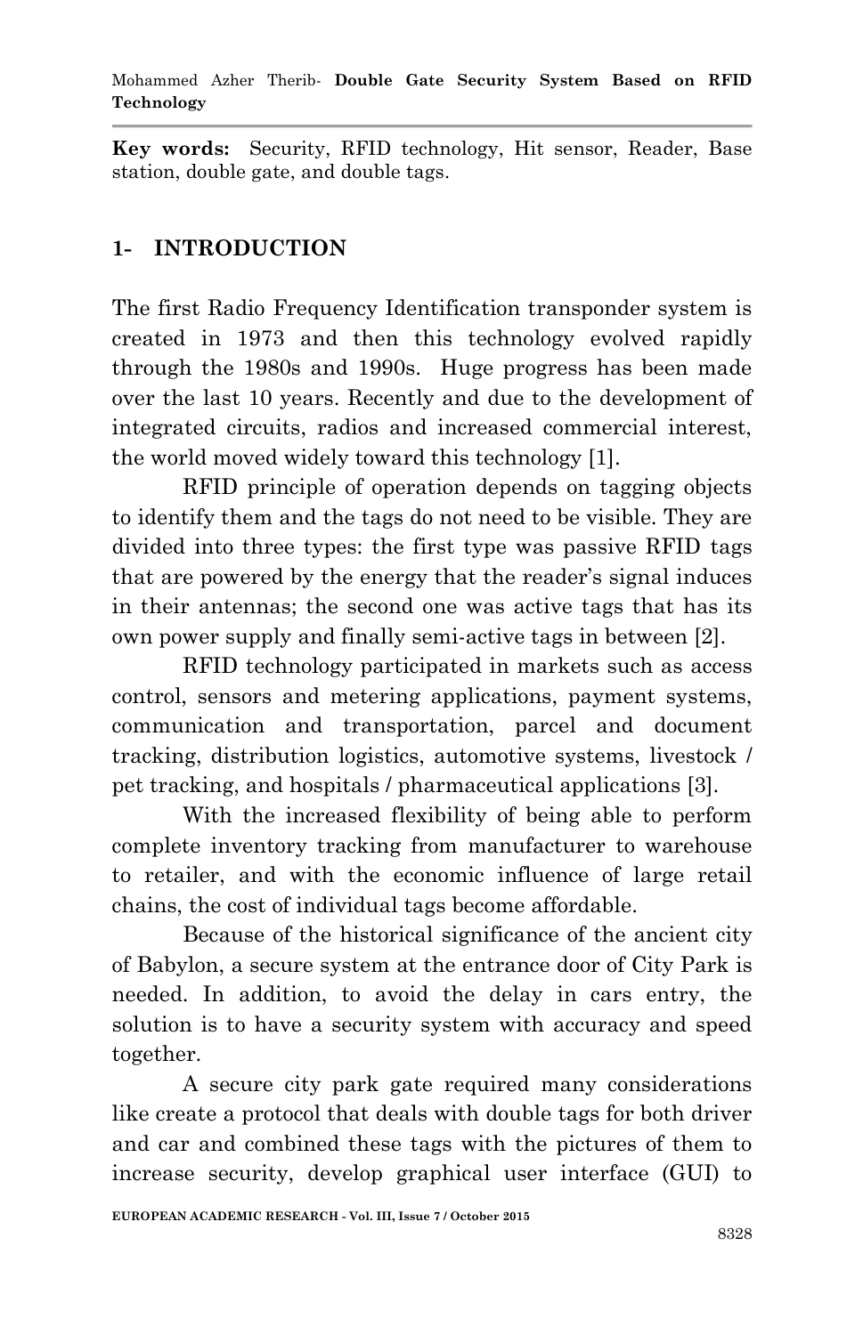**Key words:** Security, RFID technology, Hit sensor, Reader, Base station, double gate, and double tags.

## 1- INTRODUCTION

The first Radio Frequency Identification transponder system is created in 1973 and then this technology evolved rapidly through the 1980s and 1990s. Huge progress has been made over the last 10 years. Recently and due to the development of integrated circuits, radios and increased commercial interest, the world moved widely toward this technology [1].

RFID principle of operation depends on tagging objects to identify them and the tags do not need to be visible. They are divided into three types: the first type was passive RFID tags that are powered by the energy that the reader's signal induces in their antennas; the second one was active tags that has its own power supply and finally semi-active tags in between [2].

RFID technology participated in markets such as access control, sensors and metering applications, payment systems, communication and transportation, parcel and document tracking, distribution logistics, automotive systems, livestock / pet tracking, and hospitals / pharmaceutical applications [3].

With the increased flexibility of being able to perform complete inventory tracking from manufacturer to warehouse to retailer, and with the economic influence of large retail chains, the cost of individual tags become affordable.

Because of the historical significance of the ancient city of Babylon, a secure system at the entrance door of City Park is needed. In addition, to avoid the delay in cars entry, the solution is to have a security system with accuracy and speed together.

A secure city park gate required many considerations like create a protocol that deals with double tags for both driver and car and combined these tags with the pictures of them to increase security, develop graphical user interface (GUI) to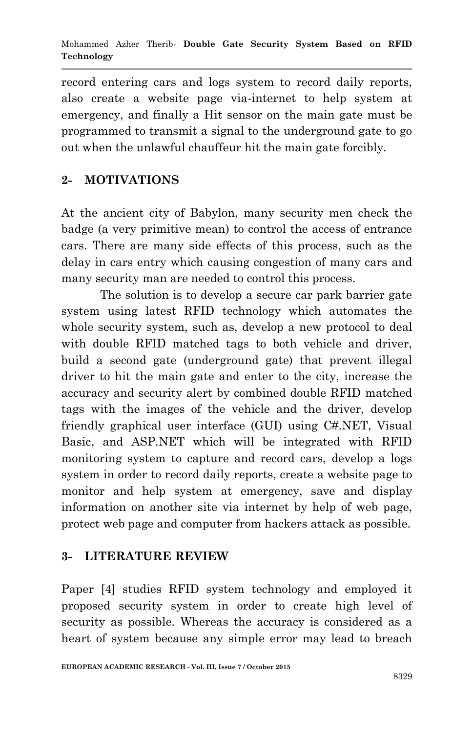record entering cars and logs system to record daily reports, also create a website page via-internet to help system at emergency, and finally a Hit sensor on the main gate must be programmed to transmit a signal to the underground gate to go out when the unlawful chauffeur hit the main gate forcibly.

## 2- MOTIVATIONS

At the ancient city of Babylon, many security men check the badge (a very primitive mean) to control the access of entrance cars. There are many side effects of this process, such as the delay in cars entry which causing congestion of many cars and many security man are needed to control this process.

The solution is to develop a secure car park barrier gate system using latest RFID technology which automates the whole security system, such as, develop a new protocol to deal with double RFID matched tags to both vehicle and driver, build a second gate (underground gate) that prevent illegal driver to hit the main gate and enter to the city, increase the accuracy and security alert by combined double RFID matched tags with the images of the vehicle and the driver, develop friendly graphical user interface (GUI) using C#.NET, Visual Basic, and ASP.NET which will be integrated with RFID monitoring system to capture and record cars, develop a logs system in order to record daily reports, create a website page to monitor and help system at emergency, save and display information on another site via internet by help of web page, protect web page and computer from hackers attack as possible.

## 3- LITERATURE REVIEW

Paper [4] studies RFID system technology and employed it proposed security system in order to create high level of security as possible. Whereas the accuracy is considered as a heart of system because any simple error may lead to breach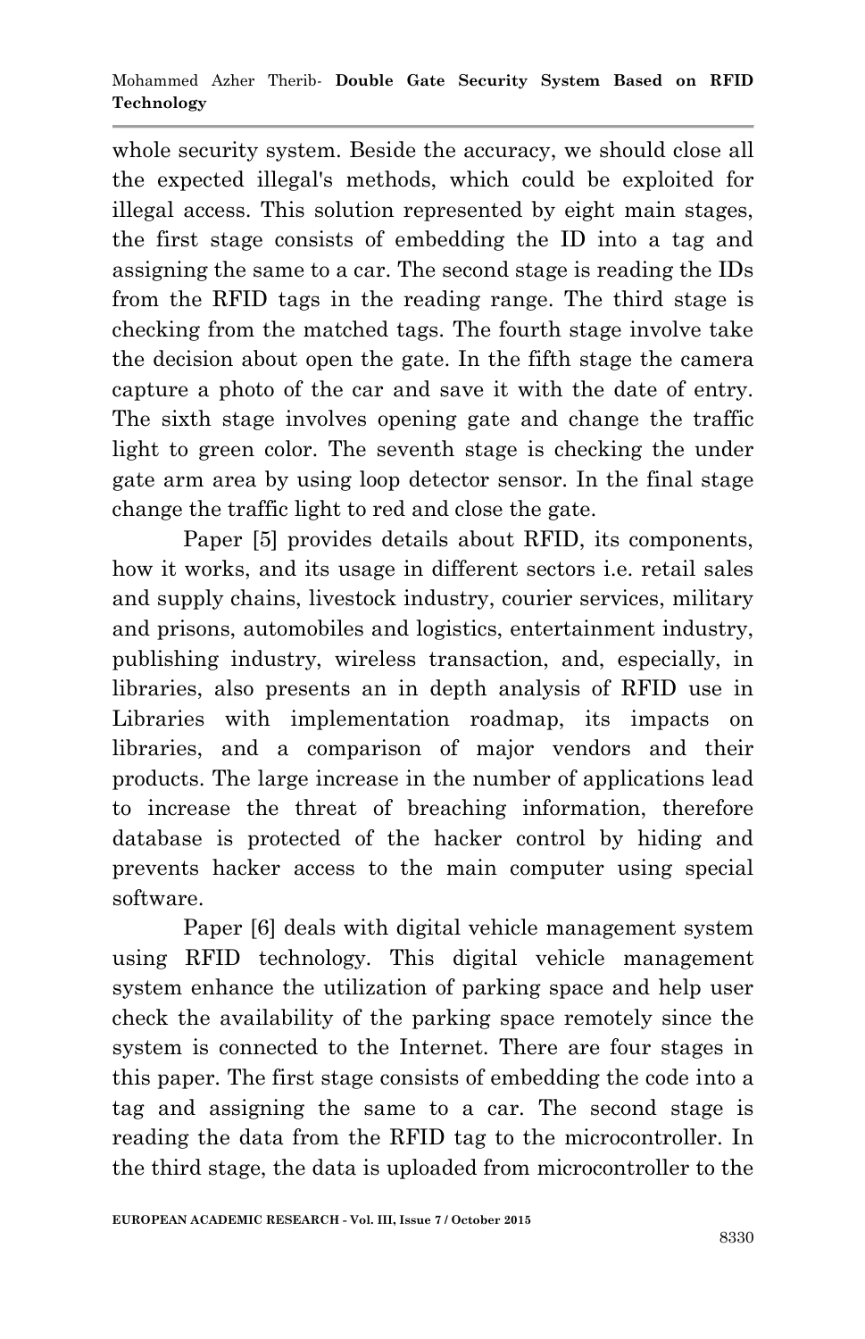whole security system. Beside the accuracy, we should close all the expected illegal's methods, which could be exploited for illegal access. This solution represented by eight main stages, the first stage consists of embedding the ID into a tag and assigning the same to a car. The second stage is reading the IDs from the RFID tags in the reading range. The third stage is checking from the matched tags. The fourth stage involve take the decision about open the gate. In the fifth stage the camera capture a photo of the car and save it with the date of entry. The sixth stage involves opening gate and change the traffic light to green color. The seventh stage is checking the under gate arm area by using loop detector sensor. In the final stage change the traffic light to red and close the gate.

Paper [5] provides details about RFID, its components, how it works, and its usage in different sectors i.e. retail sales and supply chains, livestock industry, courier services, military and prisons, automobiles and logistics, entertainment industry, publishing industry, wireless transaction, and, especially, in libraries, also presents an in depth analysis of RFID use in Libraries with implementation roadmap, its impacts on libraries, and a comparison of major vendors and their products. The large increase in the number of applications lead to increase the threat of breaching information, therefore database is protected of the hacker control by hiding and prevents hacker access to the main computer using special software.

Paper [6] deals with digital vehicle management system using RFID technology. This digital vehicle management system enhance the utilization of parking space and help user check the availability of the parking space remotely since the system is connected to the Internet. There are four stages in this paper. The first stage consists of embedding the code into a tag and assigning the same to a car. The second stage is reading the data from the RFID tag to the microcontroller. In the third stage, the data is uploaded from microcontroller to the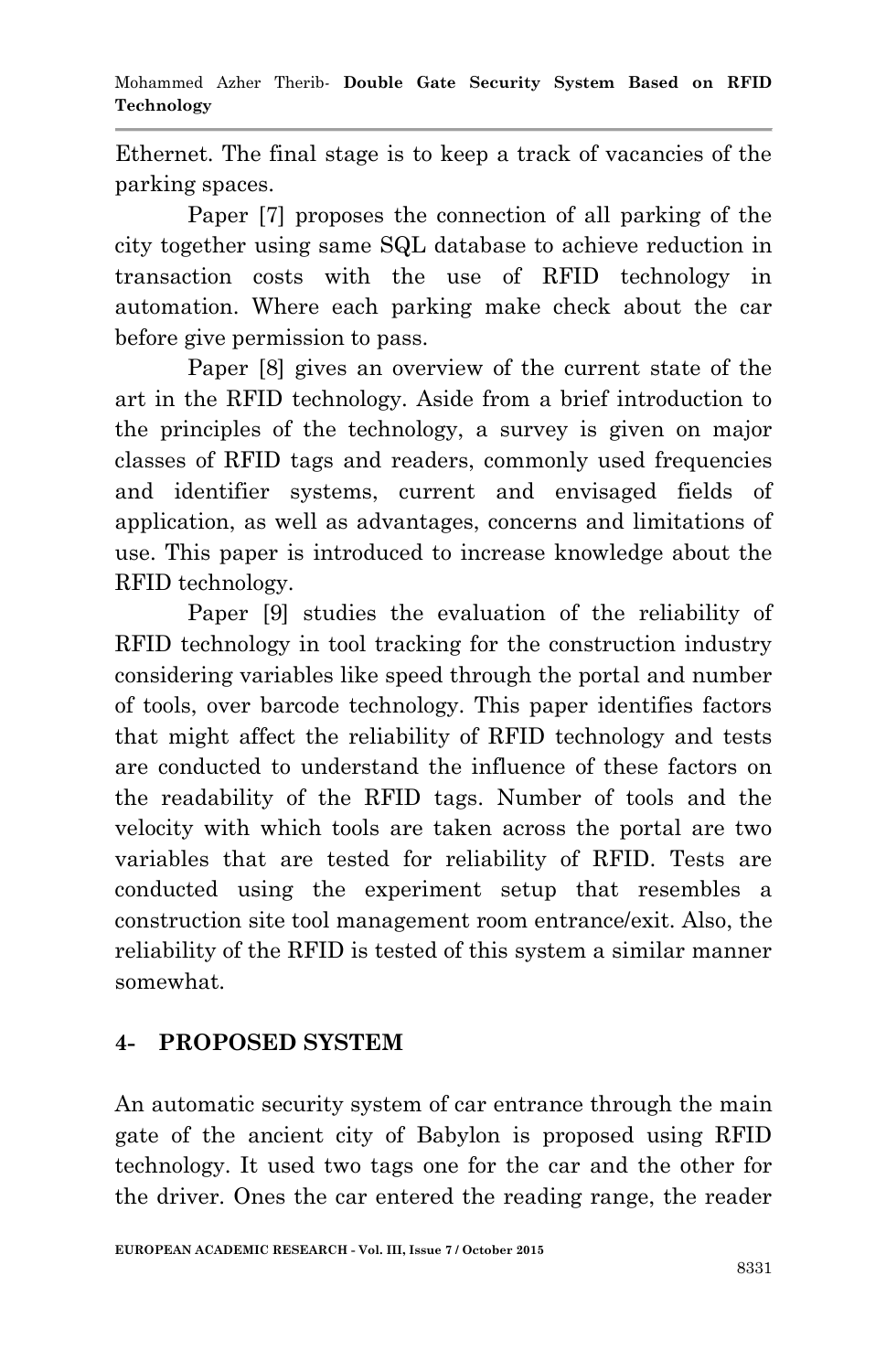Ethernet. The final stage is to keep a track of vacancies of the parking spaces.

Paper [7] proposes the connection of all parking of the city together using same SQL database to achieve reduction in transaction costs with the use of RFID technology in automation. Where each parking make check about the car before give permission to pass.

Paper [8] gives an overview of the current state of the art in the RFID technology. Aside from a brief introduction to the principles of the technology, a survey is given on major classes of RFID tags and readers, commonly used frequencies and identifier systems, current and envisaged fields of application, as well as advantages, concerns and limitations of use. This paper is introduced to increase knowledge about the RFID technology.

Paper [9] studies the evaluation of the reliability of RFID technology in tool tracking for the construction industry considering variables like speed through the portal and number of tools, over barcode technology. This paper identifies factors that might affect the reliability of RFID technology and tests are conducted to understand the influence of these factors on the readability of the RFID tags. Number of tools and the velocity with which tools are taken across the portal are two variables that are tested for reliability of RFID. Tests are conducted using the experiment setup that resembles a construction site tool management room entrance/exit. Also, the reliability of the RFID is tested of this system a similar manner somewhat.

## 4- PROPOSED SYSTEM

An automatic security system of car entrance through the main gate of the ancient city of Babylon is proposed using RFID technology. It used two tags one for the car and the other for the driver. Ones the car entered the reading range, the reader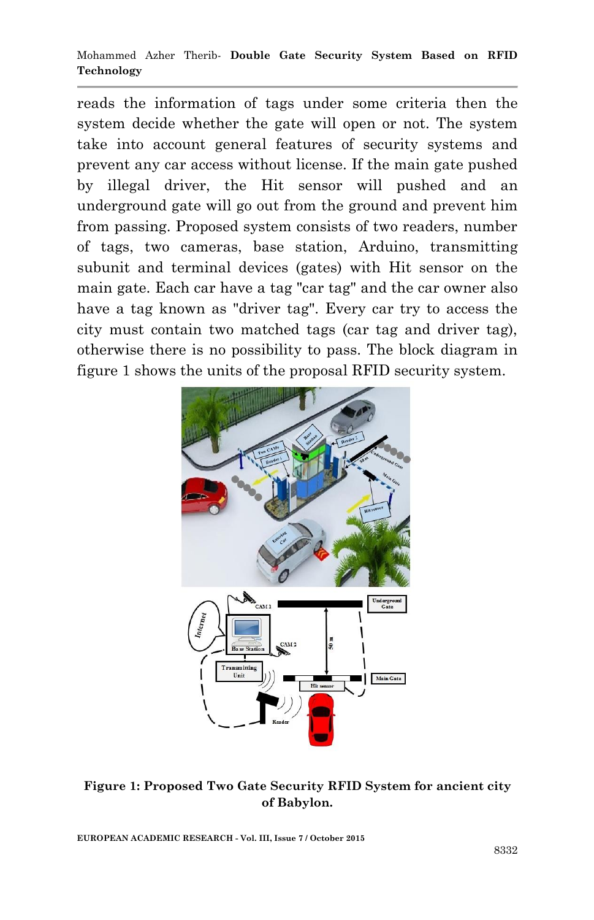reads the information of tags under some criteria then the system decide whether the gate will open or not. The system take into account general features of security systems and prevent any car access without license. If the main gate pushed by illegal driver, the Hit sensor will pushed and an underground gate will go out from the ground and prevent him from passing. Proposed system consists of two readers, number of tags, two cameras, base station, Arduino, transmitting subunit and terminal devices (gates) with Hit sensor on the main gate. Each car have a tag "car tag" and the car owner also have a tag known as "driver tag". Every car try to access the city must contain two matched tags (car tag and driver tag), otherwise there is no possibility to pass. The block diagram in figure 1 shows the units of the proposal RFID security system.

**Figure 1: Proposed Two Gate Security RFID System for ancient city of Babylon.**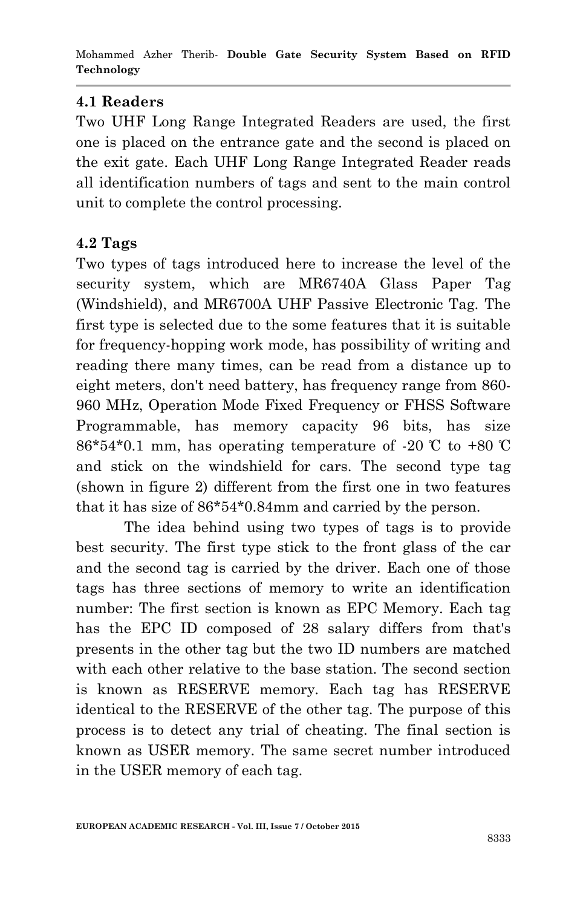### 4.1 Readers

Two UHF Long Range Integrated Readers are used, the first one is placed on the entrance gate and the second is placed on the exit gate. Each UHF Long Range Integrated Reader reads all identification numbers of tags and sent to the main control unit to complete the control processing.

### 4.2 Tags

Two types of tags introduced here to increase the level of the security system, which are MR6740A Glass Paper Tag (Windshield), and MR6700A UHF Passive Electronic Tag. The first type is selected due to the some features that it is suitable for frequency-hopping work mode, has possibility of writing and reading there many times, can be read from a distance up to eight meters, don't need battery, has frequency range from 860-960 MHz, Operation Mode Fixed Frequency or FHSS Software Programmable, has memory capacity 96 bits, has size 86*54*0.1 mm, has operating temperature of -20 ℃ to +80 ℃ and stick on the windshield for cars. The second type tag (shown in figure 2) different from the first one in two features that it has size of 86*54*0.84mm and carried by the person.

The idea behind using two types of tags is to provide best security. The first type stick to the front glass of the car and the second tag is carried by the driver. Each one of those tags has three sections of memory to write an identification number: The first section is known as EPC Memory. Each tag has the EPC ID composed of 28 salary differs from that's presents in the other tag but the two ID numbers are matched with each other relative to the base station. The second section is known as RESERVE memory. Each tag has RESERVE identical to the RESERVE of the other tag. The purpose of this process is to detect any trial of cheating. The final section is known as USER memory. The same secret number introduced in the USER memory of each tag.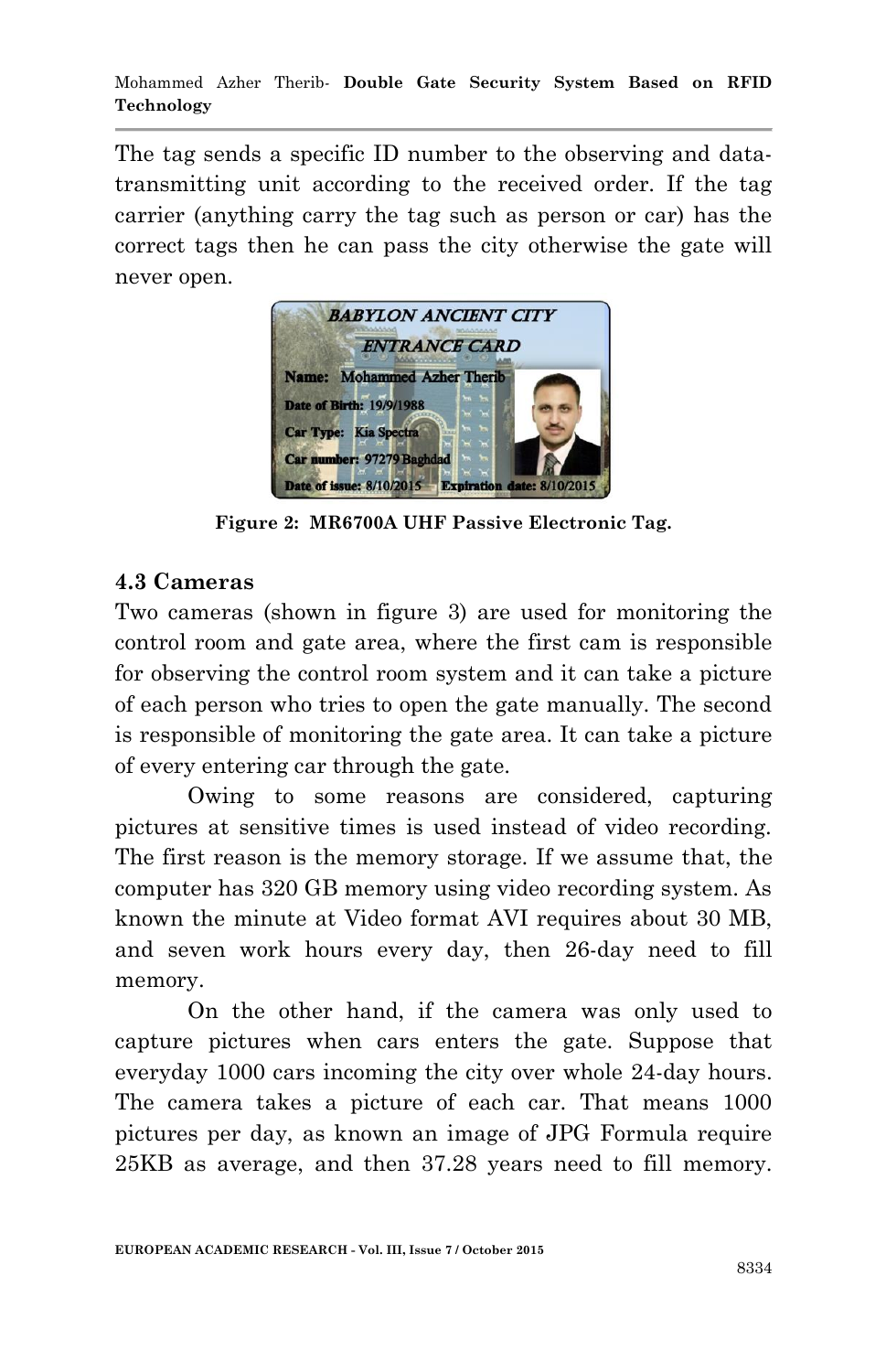The tag sends a specific ID number to the observing and data-transmitting unit according to the received order. If the tag carrier (anything carry the tag such as person or car) has the correct tags then he can pass the city otherwise the gate will never open.

**Figure 2: MR6700A UHF Passive Electronic Tag.**

### 4.3 Cameras

Two cameras (shown in figure 3) are used for monitoring the control room and gate area, where the first cam is responsible for observing the control room system and it can take a picture of each person who tries to open the gate manually. The second is responsible of monitoring the gate area. It can take a picture of every entering car through the gate.

Owing to some reasons are considered, capturing pictures at sensitive times is used instead of video recording. The first reason is the memory storage. If we assume that, the computer has 320 GB memory using video recording system. As known the minute at Video format AVI requires about 30 MB, and seven work hours every day, then 26-day need to fill memory.

On the other hand, if the camera was only used to capture pictures when cars enters the gate. Suppose that everyday 1000 cars incoming the city over whole 24-day hours. The camera takes a picture of each car. That means 1000 pictures per day, as known an image of JPG Formula require 25KB as average, and then 37.28 years need to fill memory.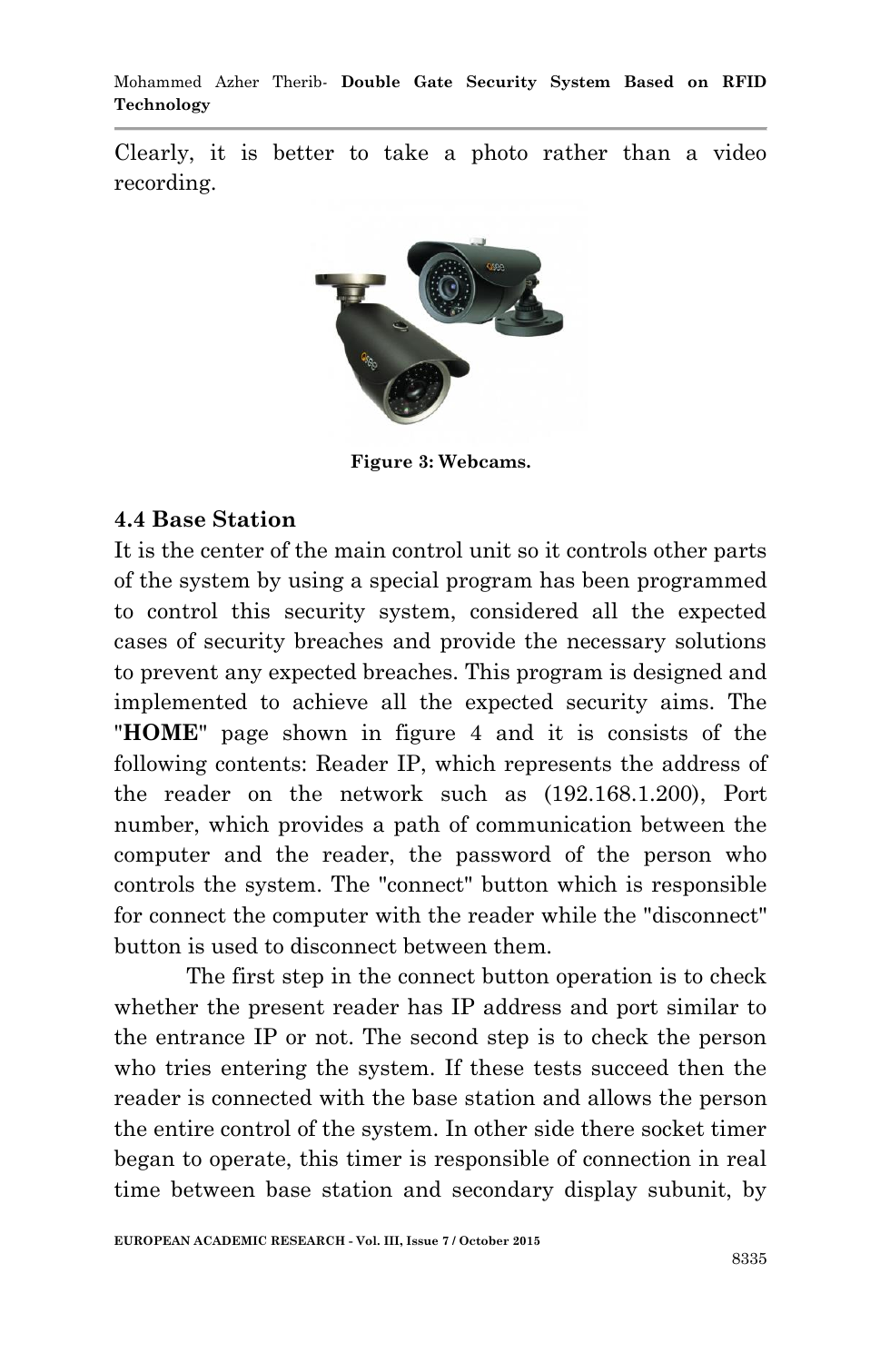Clearly, it is better to take a photo rather than a video recording.

**Figure 3: Webcams.**

### 4.4 Base Station

It is the center of the main control unit so it controls other parts of the system by using a special program has been programmed to control this security system, considered all the expected cases of security breaches and provide the necessary solutions to prevent any expected breaches. This program is designed and implemented to achieve all the expected security aims. The "**HOME**" page shown in figure 4 and it is consists of the following contents: Reader IP, which represents the address of the reader on the network such as (192.168.1.200), Port number, which provides a path of communication between the computer and the reader, the password of the person who controls the system. The "connect" button which is responsible for connect the computer with the reader while the "disconnect" button is used to disconnect between them.

The first step in the connect button operation is to check whether the present reader has IP address and port similar to the entrance IP or not. The second step is to check the person who tries entering the system. If these tests succeed then the reader is connected with the base station and allows the person the entire control of the system. In other side there socket timer began to operate, this timer is responsible of connection in real time between base station and secondary display subunit, by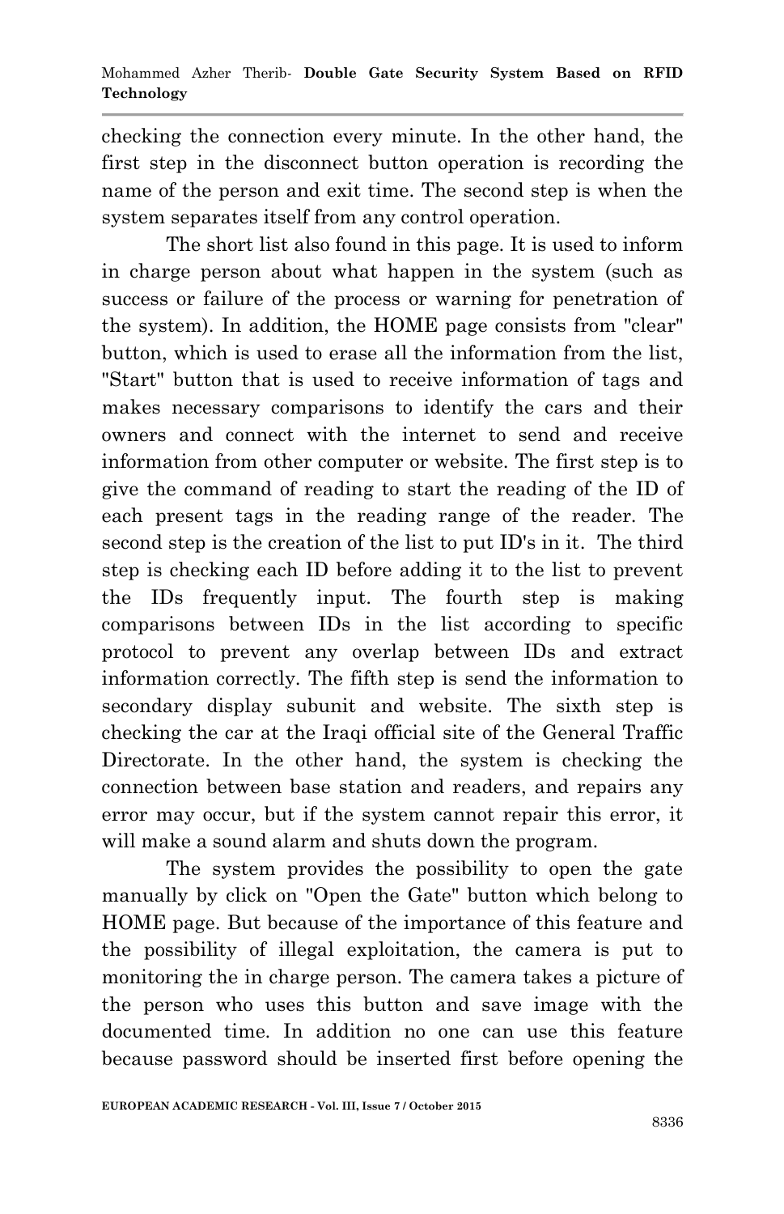checking the connection every minute. In the other hand, the first step in the disconnect button operation is recording the name of the person and exit time. The second step is when the system separates itself from any control operation.

The short list also found in this page. It is used to inform in charge person about what happen in the system (such as success or failure of the process or warning for penetration of the system). In addition, the HOME page consists from "clear" button, which is used to erase all the information from the list, "Start" button that is used to receive information of tags and makes necessary comparisons to identify the cars and their owners and connect with the internet to send and receive information from other computer or website. The first step is to give the command of reading to start the reading of the ID of each present tags in the reading range of the reader. The second step is the creation of the list to put ID's in it. The third step is checking each ID before adding it to the list to prevent the IDs frequently input. The fourth step is making comparisons between IDs in the list according to specific protocol to prevent any overlap between IDs and extract information correctly. The fifth step is send the information to secondary display subunit and website. The sixth step is checking the car at the Iraqi official site of the General Traffic Directorate. In the other hand, the system is checking the connection between base station and readers, and repairs any error may occur, but if the system cannot repair this error, it will make a sound alarm and shuts down the program.

The system provides the possibility to open the gate manually by click on "Open the Gate" button which belong to HOME page. But because of the importance of this feature and the possibility of illegal exploitation, the camera is put to monitoring the in charge person. The camera takes a picture of the person who uses this button and save image with the documented time. In addition no one can use this feature because password should be inserted first before opening the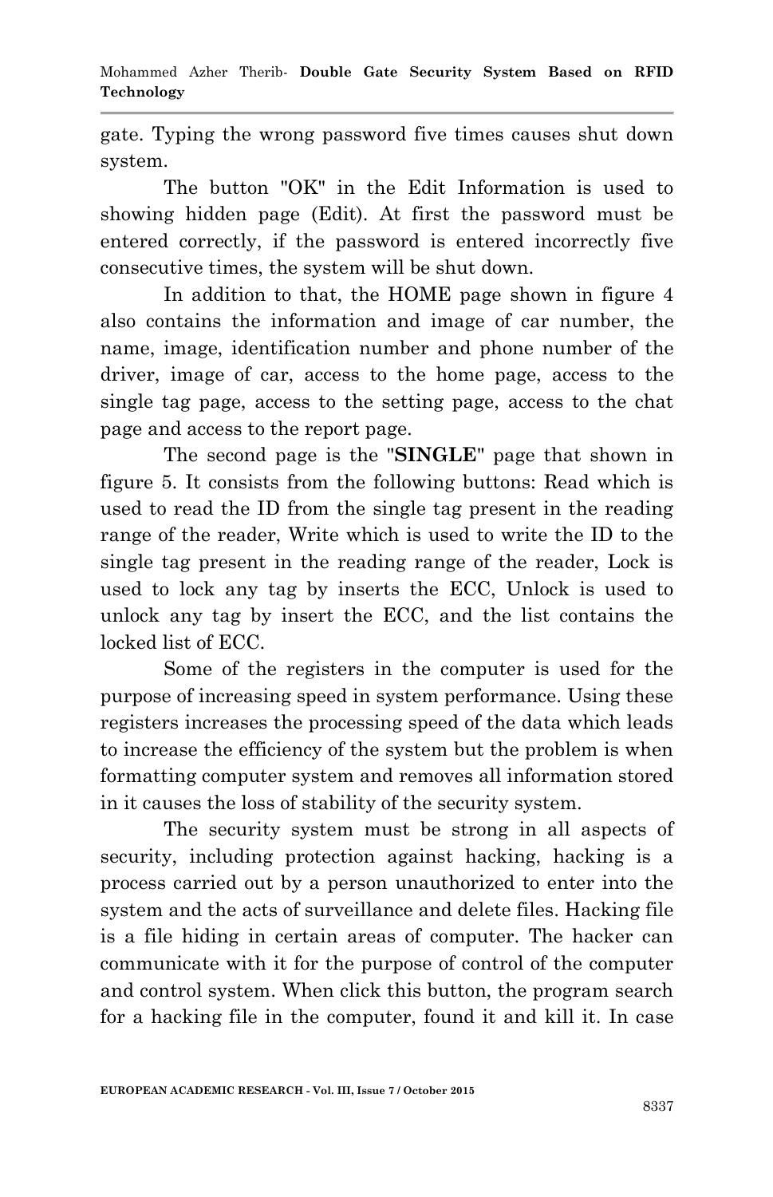gate. Typing the wrong password five times causes shut down system.

The button "OK" in the Edit Information is used to showing hidden page (Edit). At first the password must be entered correctly, if the password is entered incorrectly five consecutive times, the system will be shut down.

In addition to that, the HOME page shown in figure 4 also contains the information and image of car number, the name, image, identification number and phone number of the driver, image of car, access to the home page, access to the single tag page, access to the setting page, access to the chat page and access to the report page.

The second page is the "**SINGLE**" page that shown in figure 5. It consists from the following buttons: Read which is used to read the ID from the single tag present in the reading range of the reader, Write which is used to write the ID to the single tag present in the reading range of the reader, Lock is used to lock any tag by inserts the ECC, Unlock is used to unlock any tag by insert the ECC, and the list contains the locked list of ECC.

Some of the registers in the computer is used for the purpose of increasing speed in system performance. Using these registers increases the processing speed of the data which leads to increase the efficiency of the system but the problem is when formatting computer system and removes all information stored in it causes the loss of stability of the security system.

The security system must be strong in all aspects of security, including protection against hacking, hacking is a process carried out by a person unauthorized to enter into the system and the acts of surveillance and delete files. Hacking file is a file hiding in certain areas of computer. The hacker can communicate with it for the purpose of control of the computer and control system. When click this button, the program search for a hacking file in the computer, found it and kill it. In case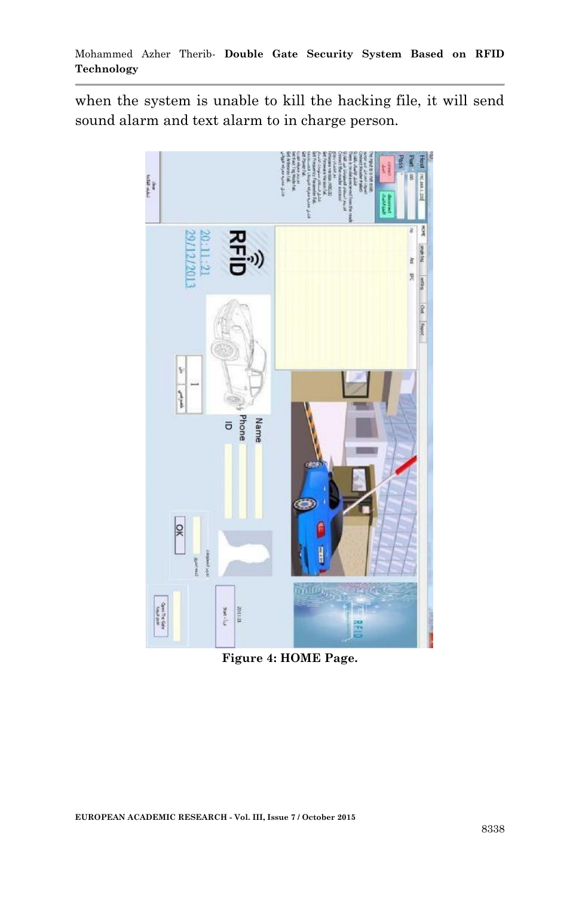when the system is unable to kill the hacking file, it will send sound alarm and text alarm to in charge person.

**Figure 4: HOME Page.**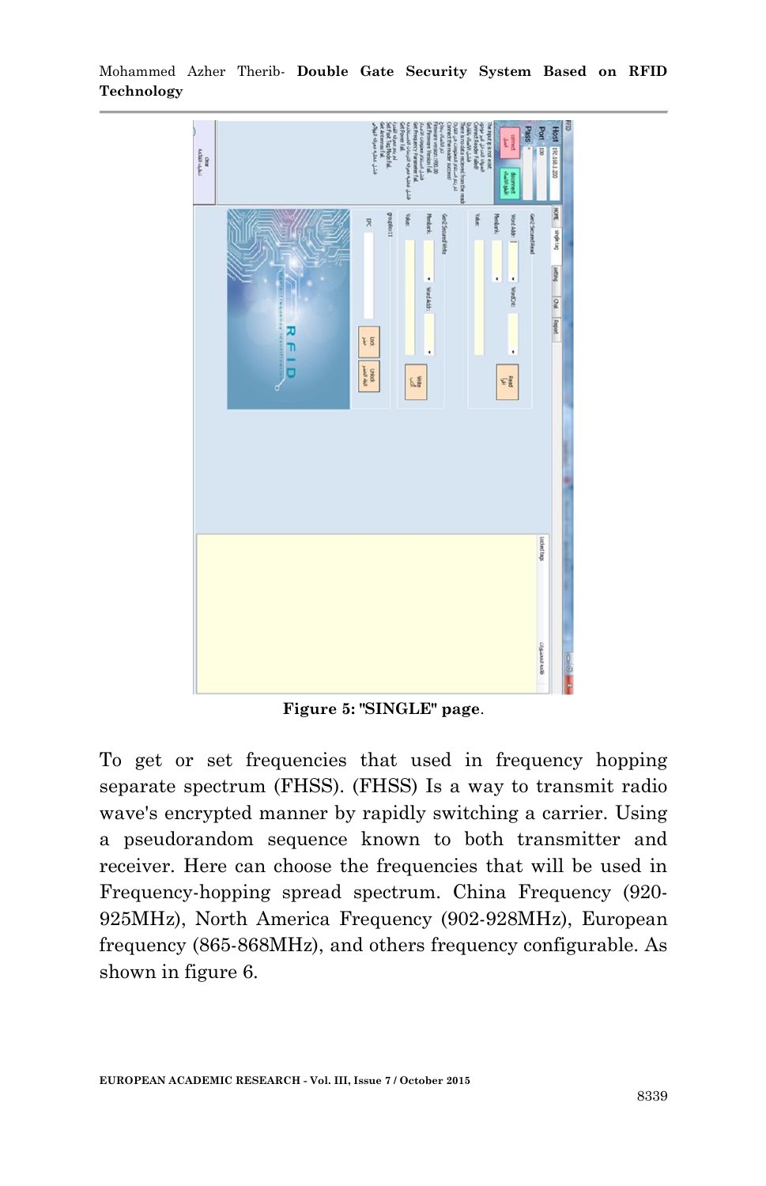**Figure 5: "SINGLE" page**.

To get or set frequencies that used in frequency hopping separate spectrum (FHSS). (FHSS) Is a way to transmit radio wave's encrypted manner by rapidly switching a carrier. Using a pseudorandom sequence known to both transmitter and receiver. Here can choose the frequencies that will be used in Frequency-hopping spread spectrum. China Frequency (920-925MHz), North America Frequency (902-928MHz), European frequency (865-868MHz), and others frequency configurable. As shown in figure 6.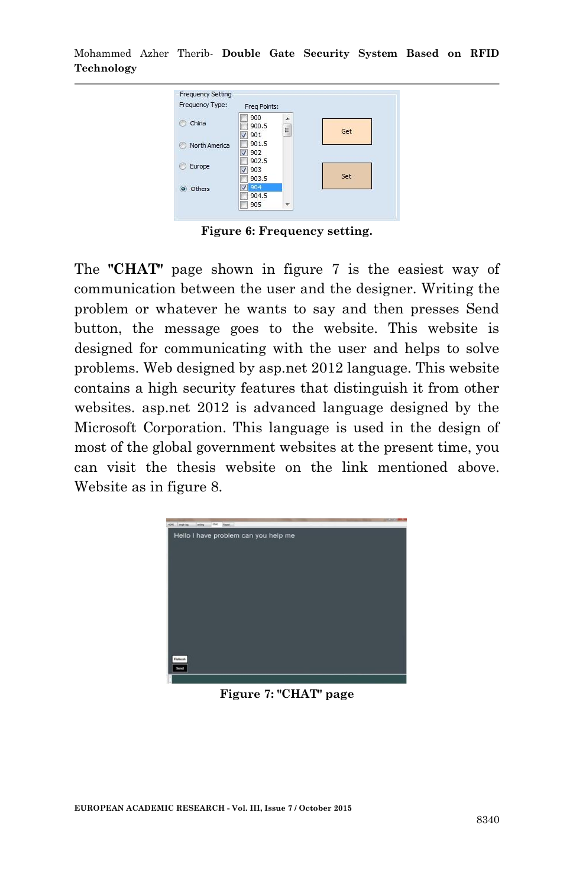**Figure 6: Frequency setting.**

The **"CHAT"** page shown in figure 7 is the easiest way of communication between the user and the designer. Writing the problem or whatever he wants to say and then presses Send button, the message goes to the website. This website is designed for communicating with the user and helps to solve problems. Web designed by asp.net 2012 language. This website contains a high security features that distinguish it from other websites. asp.net 2012 is advanced language designed by the Microsoft Corporation. This language is used in the design of most of the global government websites at the present time, you can visit the thesis website on the link mentioned above. Website as in figure 8.

**Figure 7: "CHAT" page**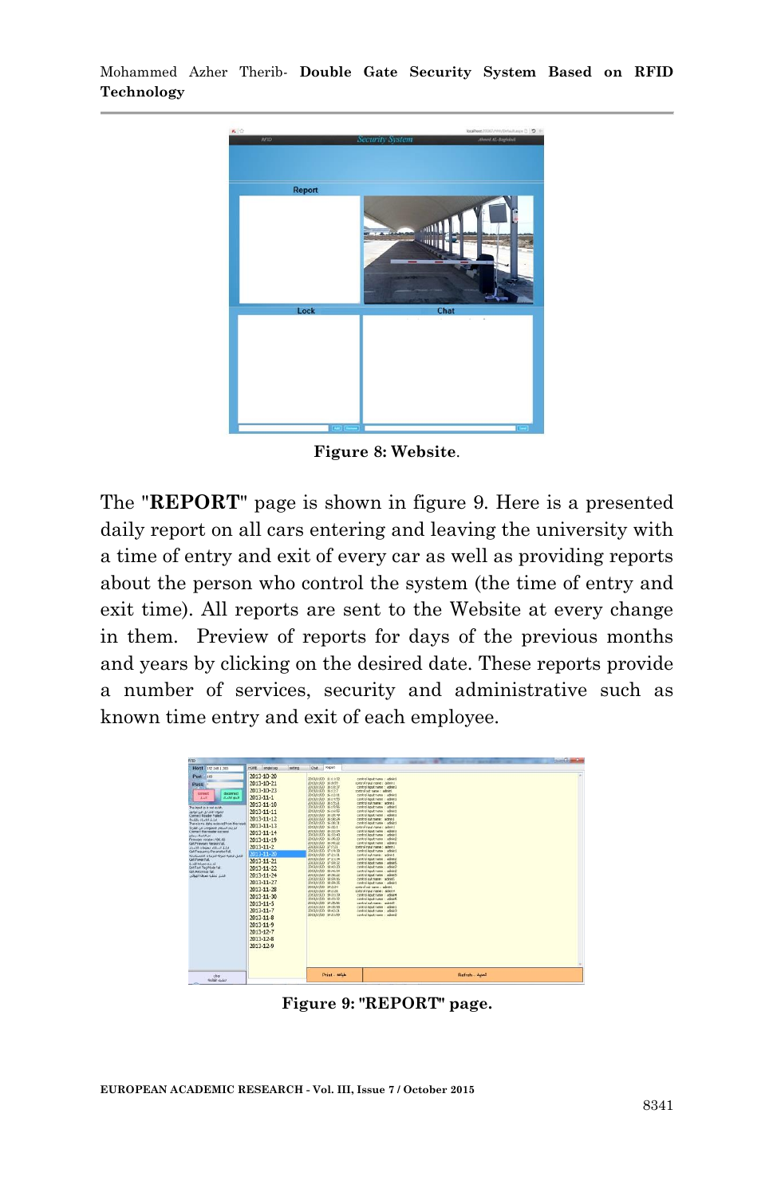Figure 8: Website.

The "**REPORT**" page is shown in figure 9. Here is a presented daily report on all cars entering and leaving the university with a time of entry and exit of every car as well as providing reports about the person who control the system (the time of entry and exit time). All reports are sent to the Website at every change in them. Preview of reports for days of the previous months and years by clicking on the desired date. These reports provide a number of services, security and administrative such as known time entry and exit of each employee.

Figure 9: "REPORT" page.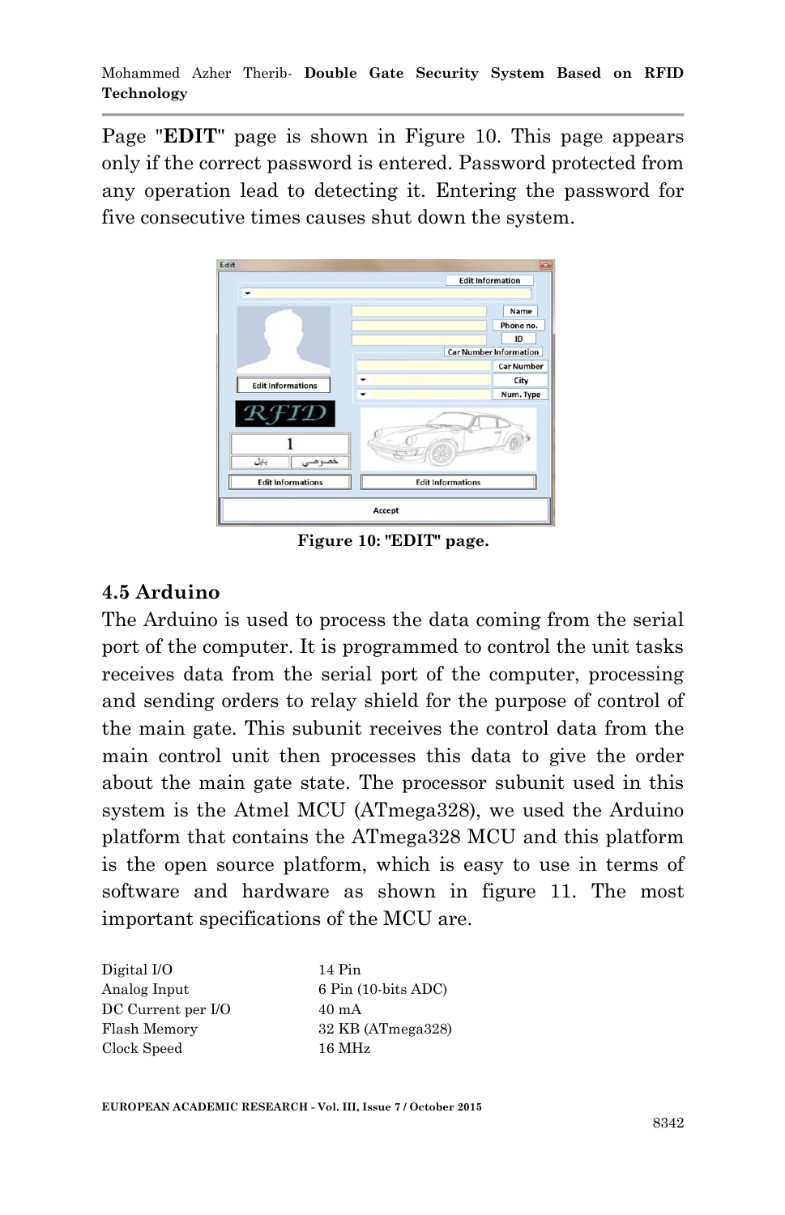Page "**EDIT**" page is shown in Figure 10. This page appears only if the correct password is entered. Password protected from any operation lead to detecting it. Entering the password for five consecutive times causes shut down the system.

**Figure 10: "EDIT" page.**

## 4.5 Arduino

The Arduino is used to process the data coming from the serial port of the computer. It is programmed to control the unit tasks receives data from the serial port of the computer, processing and sending orders to relay shield for the purpose of control of the main gate. This subunit receives the control data from the main control unit then processes this data to give the order about the main gate state. The processor subunit used in this system is the Atmel MCU (ATmega328), we used the Arduino platform that contains the ATmega328 MCU and this platform is the open source platform, which is easy to use in terms of software and hardware as shown in figure 11. The most important specifications of the MCU are.

| | |
|---|---|
| Digital I/O | 14 Pin |
| Analog Input | 6 Pin (10-bits ADC) |
| DC Current per I/O | 40 mA |
| Flash Memory | 32 KB (ATmega328) |
| Clock Speed | 16 MHz |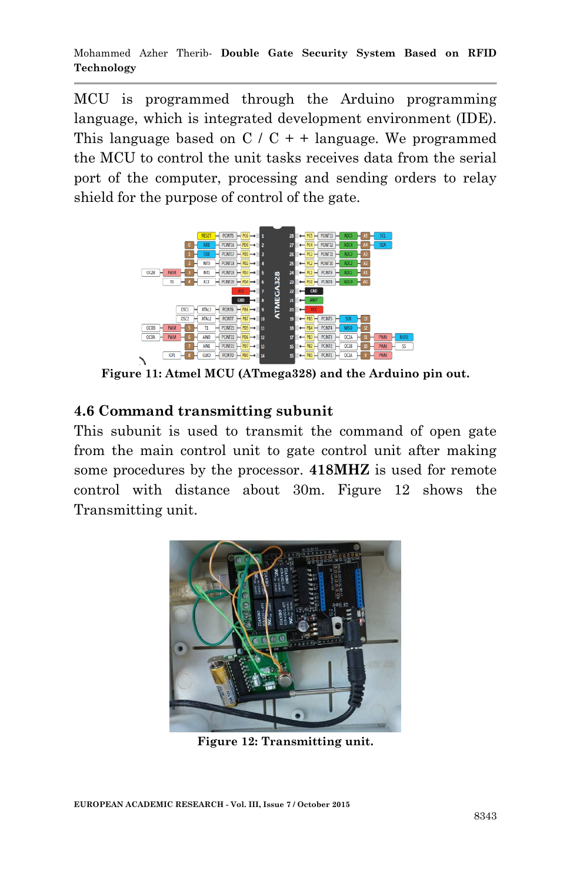MCU is programmed through the Arduino programming language, which is integrated development environment (IDE). This language based on C / C + + language. We programmed the MCU to control the unit tasks receives data from the serial port of the computer, processing and sending orders to relay shield for the purpose of control of the gate.

**Figure 11: Atmel MCU (ATmega328) and the Arduino pin out.**

## 4.6 Command transmitting subunit

This subunit is used to transmit the command of open gate from the main control unit to gate control unit after making some procedures by the processor. **418MHZ** is used for remote control with distance about 30m. Figure 12 shows the Transmitting unit.

**Figure 12: Transmitting unit.**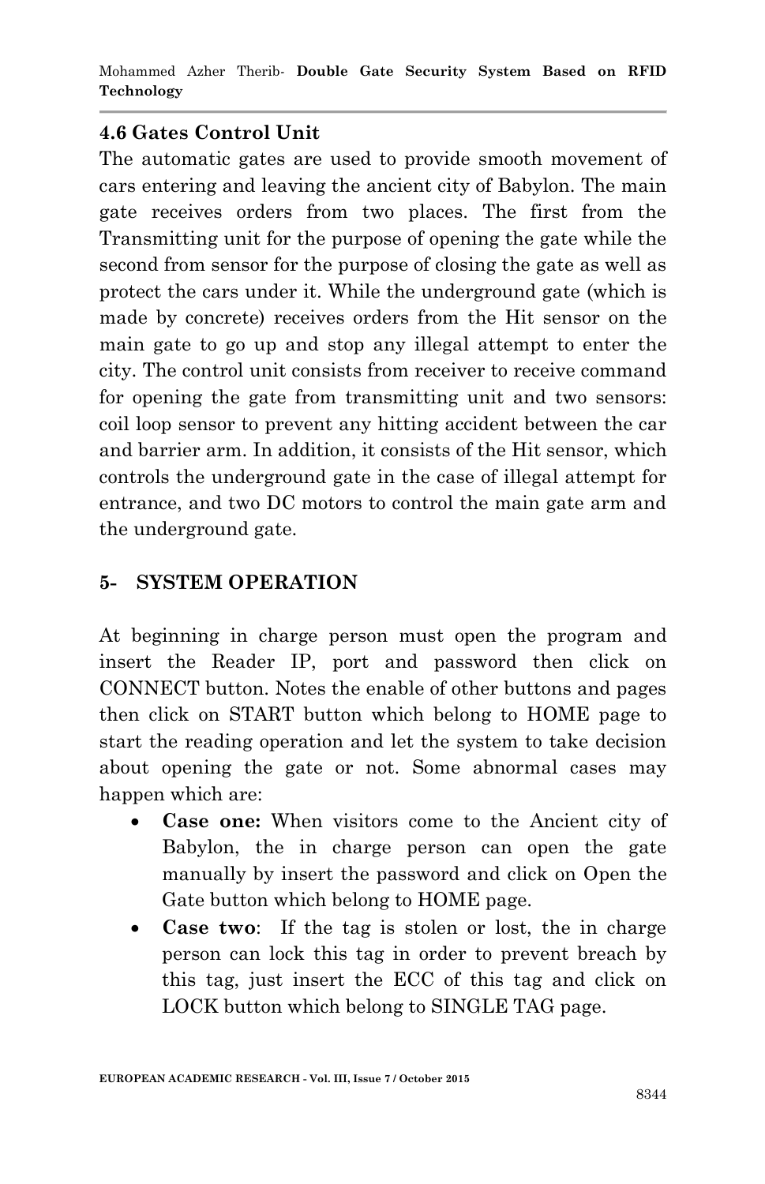### 4.6 Gates Control Unit

The automatic gates are used to provide smooth movement of cars entering and leaving the ancient city of Babylon. The main gate receives orders from two places. The first from the Transmitting unit for the purpose of opening the gate while the second from sensor for the purpose of closing the gate as well as protect the cars under it. While the underground gate (which is made by concrete) receives orders from the Hit sensor on the main gate to go up and stop any illegal attempt to enter the city. The control unit consists from receiver to receive command for opening the gate from transmitting unit and two sensors: coil loop sensor to prevent any hitting accident between the car and barrier arm. In addition, it consists of the Hit sensor, which controls the underground gate in the case of illegal attempt for entrance, and two DC motors to control the main gate arm and the underground gate.

## 5- SYSTEM OPERATION

At beginning in charge person must open the program and insert the Reader IP, port and password then click on CONNECT button. Notes the enable of other buttons and pages then click on START button which belong to HOME page to start the reading operation and let the system to take decision about opening the gate or not. Some abnormal cases may happen which are:

- **Case one:** When visitors come to the Ancient city of Babylon, the in charge person can open the gate manually by insert the password and click on Open the Gate button which belong to HOME page.
- **Case two**: If the tag is stolen or lost, the in charge person can lock this tag in order to prevent breach by this tag, just insert the ECC of this tag and click on LOCK button which belong to SINGLE TAG page.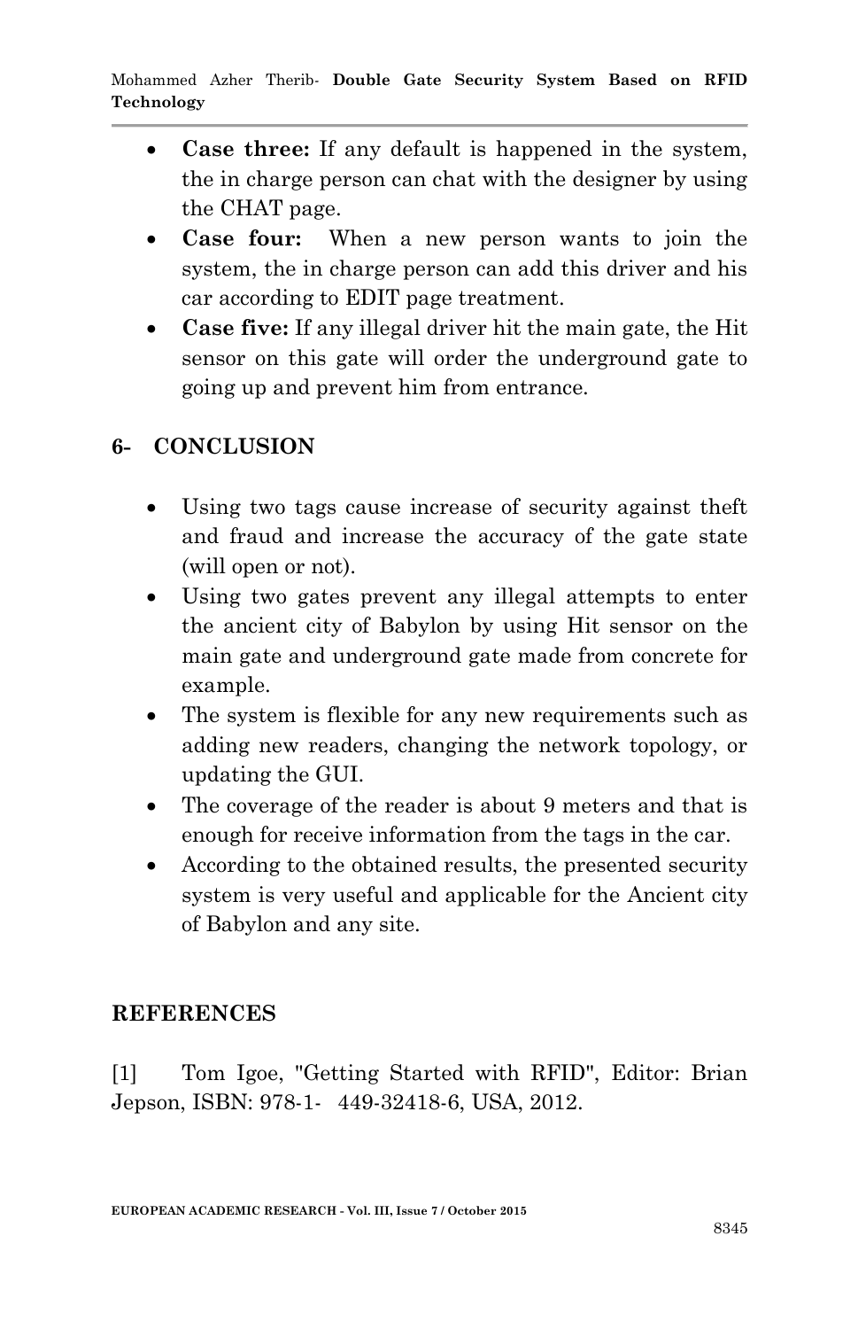- **Case three:** If any default is happened in the system, the in charge person can chat with the designer by using the CHAT page.
- **Case four:** When a new person wants to join the system, the in charge person can add this driver and his car according to EDIT page treatment.
- **Case five:** If any illegal driver hit the main gate, the Hit sensor on this gate will order the underground gate to going up and prevent him from entrance.

## 6- CONCLUSION

- Using two tags cause increase of security against theft and fraud and increase the accuracy of the gate state (will open or not).
- Using two gates prevent any illegal attempts to enter the ancient city of Babylon by using Hit sensor on the main gate and underground gate made from concrete for example.
- The system is flexible for any new requirements such as adding new readers, changing the network topology, or updating the GUI.
- The coverage of the reader is about 9 meters and that is enough for receive information from the tags in the car.
- According to the obtained results, the presented security system is very useful and applicable for the Ancient city of Babylon and any site.

## REFERENCES

[1] Tom Igoe, "Getting Started with RFID", Editor: Brian Jepson, ISBN: 978-1- 449-32418-6, USA, 2012.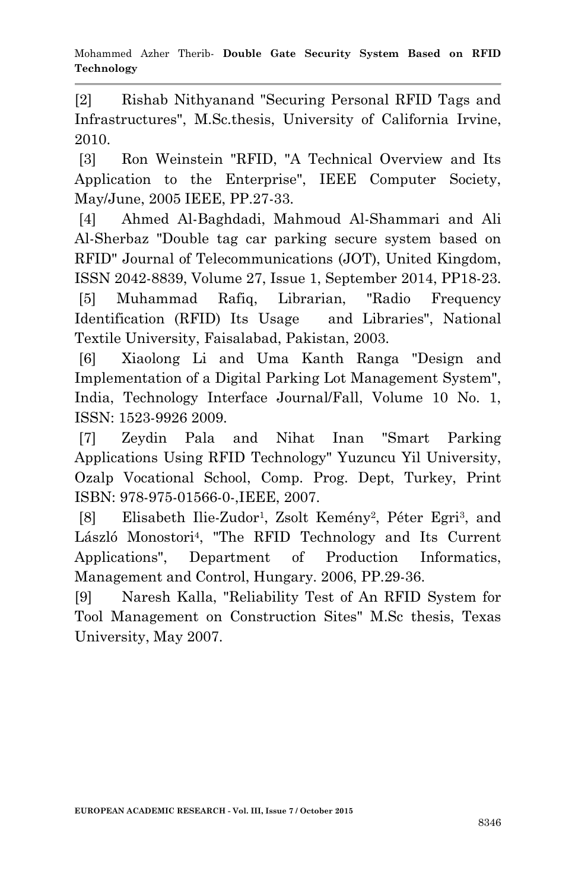[2] Rishab Nithyanand "Securing Personal RFID Tags and Infrastructures", M.Sc.thesis, University of California Irvine, 2010.

[3] Ron Weinstein "RFID, "A Technical Overview and Its Application to the Enterprise", IEEE Computer Society, May/June, 2005 IEEE, PP.27-33.

[4] Ahmed Al-Baghdadi, Mahmoud Al-Shammari and Ali Al-Sherbaz "Double tag car parking secure system based on RFID" Journal of Telecommunications (JOT), United Kingdom, ISSN 2042-8839, Volume 27, Issue 1, September 2014, PP18-23.

[5] Muhammad Rafiq, Librarian, "Radio Frequency Identification (RFID) Its Usage and Libraries", National Textile University, Faisalabad, Pakistan, 2003.

[6] Xiaolong Li and Uma Kanth Ranga "Design and Implementation of a Digital Parking Lot Management System", India, Technology Interface Journal/Fall, Volume 10 No. 1, ISSN: 1523-9926 2009.

[7] Zeydin Pala and Nihat Inan "Smart Parking Applications Using RFID Technology" Yuzuncu Yil University, Ozalp Vocational School, Comp. Prog. Dept, Turkey, Print ISBN: 978-975-01566-0-,IEEE, 2007.

[8] Elisabeth Ilie-Zudor[1], Zsolt Kemény[2], Péter Egri[3], and László Monostori[4], "The RFID Technology and Its Current Applications", Department of Production Informatics, Management and Control, Hungary. 2006, PP.29-36.

[9] Naresh Kalla, "Reliability Test of An RFID System for Tool Management on Construction Sites" M.Sc thesis, Texas University, May 2007.